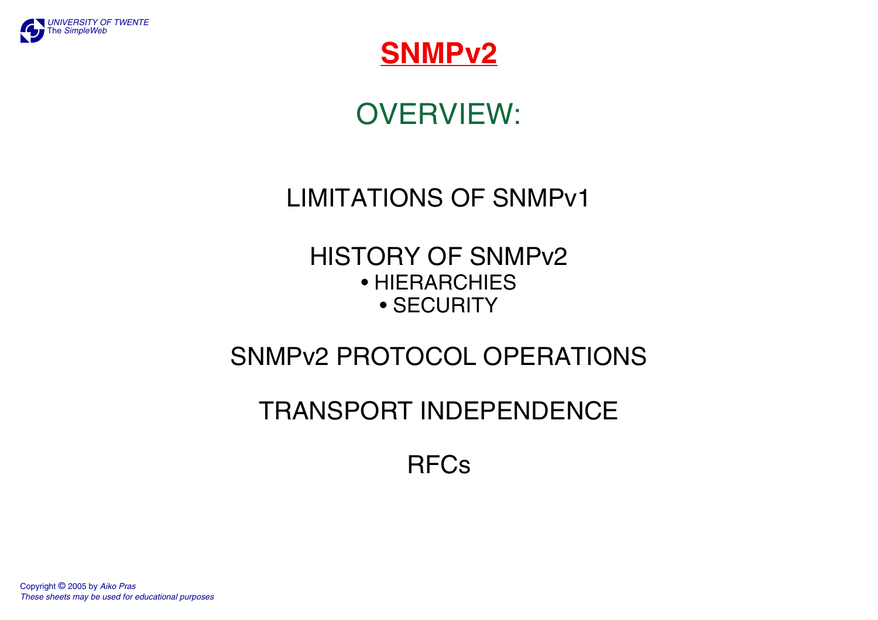# SNMPv2

## OVERVIEW:

LIMITATIONS OF SNMPv1

HISTORY OF SNMPv2

- HIERARCHIES
- SECURITY

SNMPv2 PROTOCOL OPERATIONS

TRANSPORT INDEPENDENCE

RFCs

Copyright © 2005 by *Aiko Pras*
*These sheets may be used for educational purposes*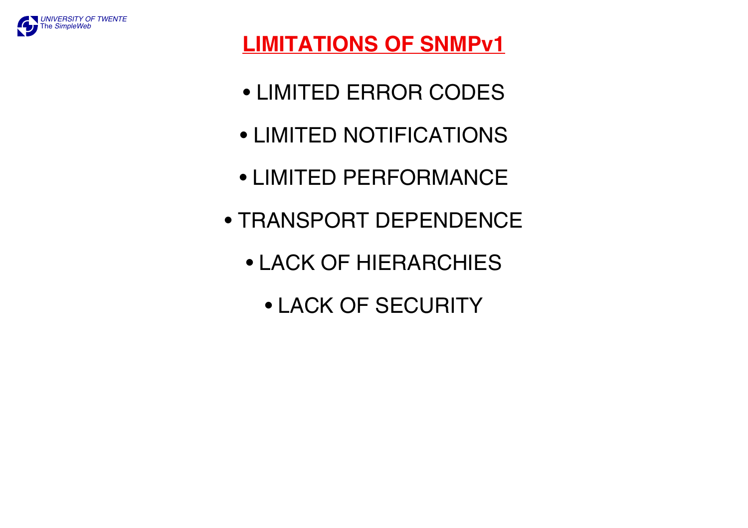# LIMITATIONS OF SNMPv1

- LIMITED ERROR CODES
- LIMITED NOTIFICATIONS
- LIMITED PERFORMANCE
- TRANSPORT DEPENDENCE
- LACK OF HIERARCHIES
- LACK OF SECURITY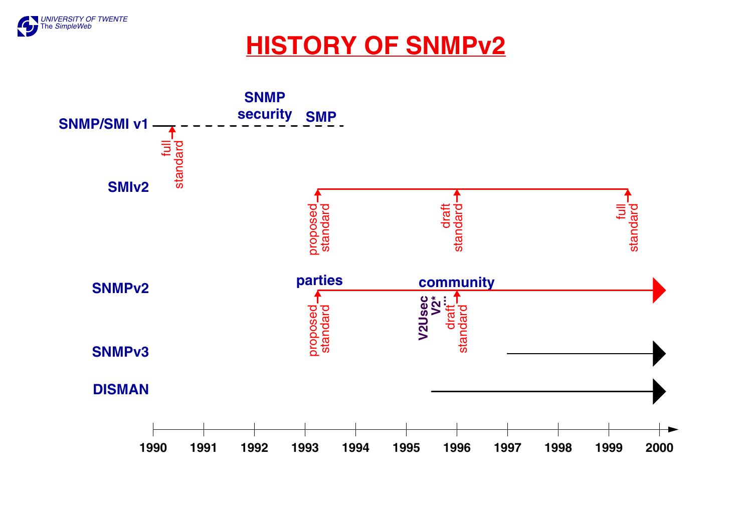# HISTORY OF SNMPv2

SNMP/SMI v1 — full standard; SNMP security; SMP

SMIv2 — proposed standard; draft standard; full standard

SNMPv2 — parties; proposed standard; community; V2Usec; V2*; ...; draft standard

SNMPv3

DISMAN

1990 1991 1992 1993 1994 1995 1996 1997 1998 1999 2000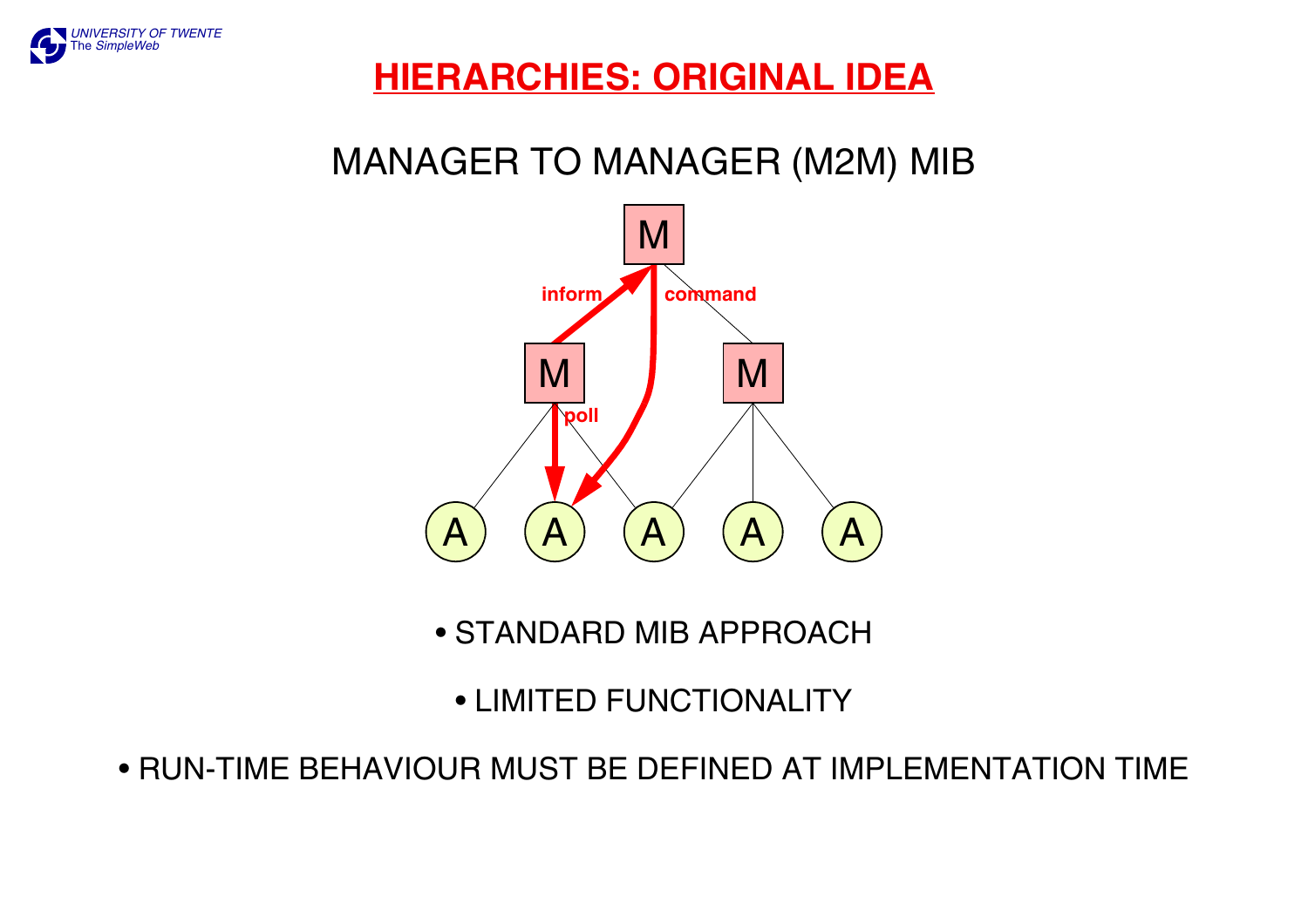# HIERARCHIES: ORIGINAL IDEA

## MANAGER TO MANAGER (M2M) MIB

- STANDARD MIB APPROACH
- LIMITED FUNCTIONALITY
- RUN-TIME BEHAVIOUR MUST BE DEFINED AT IMPLEMENTATION TIME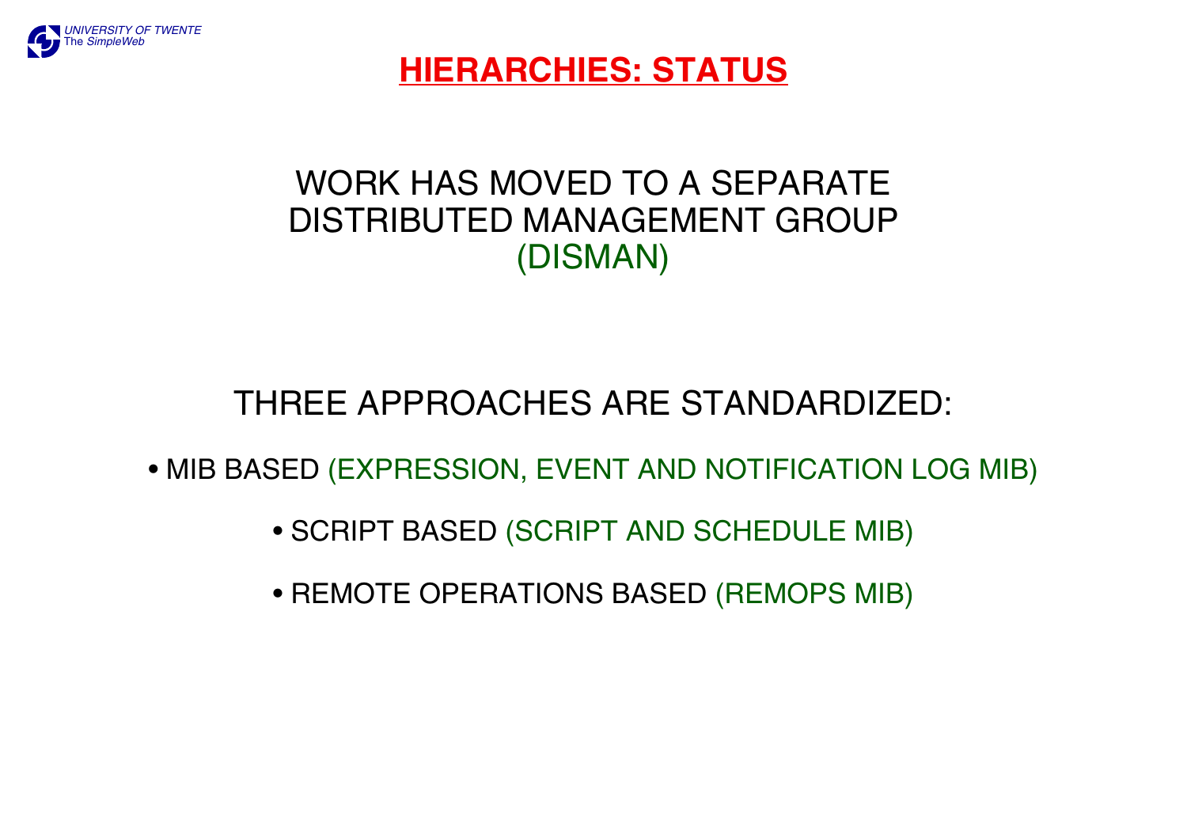# HIERARCHIES: STATUS

WORK HAS MOVED TO A SEPARATE DISTRIBUTED MANAGEMENT GROUP (DISMAN)

THREE APPROACHES ARE STANDARDIZED:

- MIB BASED (EXPRESSION, EVENT AND NOTIFICATION LOG MIB)
- SCRIPT BASED (SCRIPT AND SCHEDULE MIB)
- REMOTE OPERATIONS BASED (REMOPS MIB)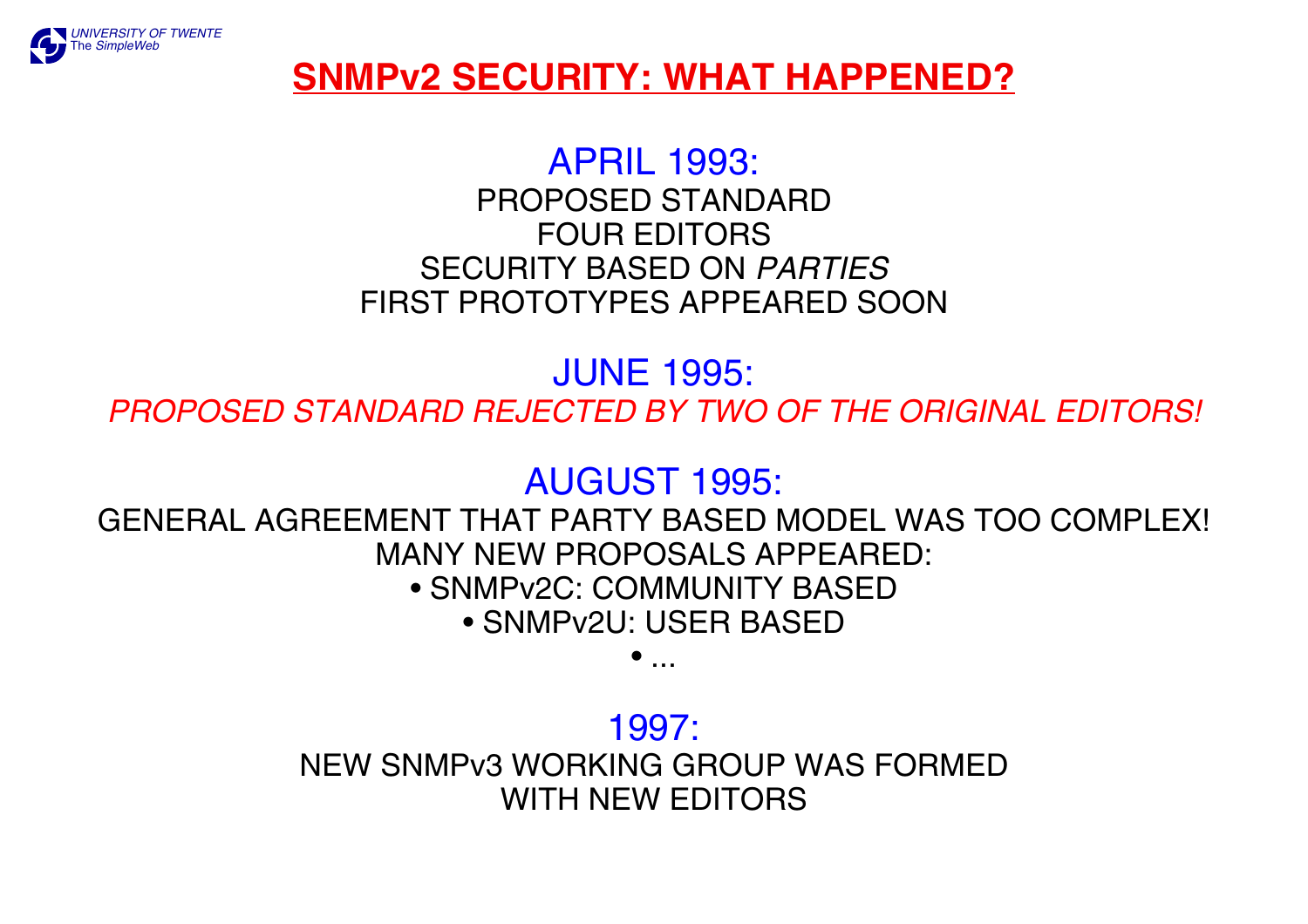# SNMPv2 SECURITY: WHAT HAPPENED?

## APRIL 1993:

PROPOSED STANDARD
FOUR EDITORS
SECURITY BASED ON *PARTIES*
FIRST PROTOTYPES APPEARED SOON

## JUNE 1995:

*PROPOSED STANDARD REJECTED BY TWO OF THE ORIGINAL EDITORS!*

## AUGUST 1995:

GENERAL AGREEMENT THAT PARTY BASED MODEL WAS TOO COMPLEX!
MANY NEW PROPOSALS APPEARED:

- SNMPv2C: COMMUNITY BASED
- SNMPv2U: USER BASED
- ...

## 1997:

NEW SNMPv3 WORKING GROUP WAS FORMED
WITH NEW EDITORS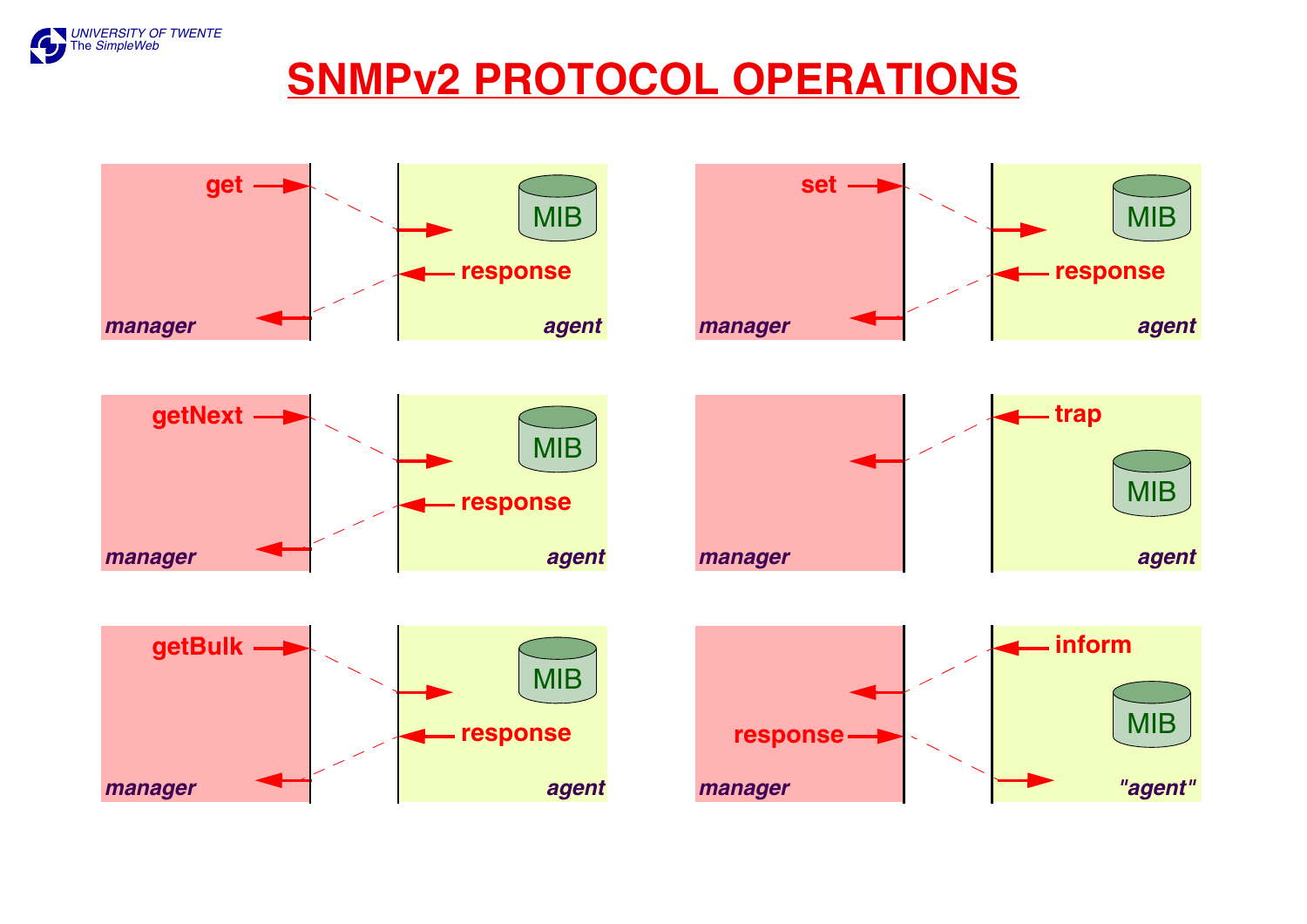# SNMPv2 PROTOCOL OPERATIONS

get → manager → agent (MIB) → response → manager

set → manager → agent (MIB) → response → manager

getNext → manager → agent (MIB) → response → manager

trap → agent (MIB) → manager

getBulk → manager → agent (MIB) → response → manager

inform → "agent" (MIB) → manager → response → "agent"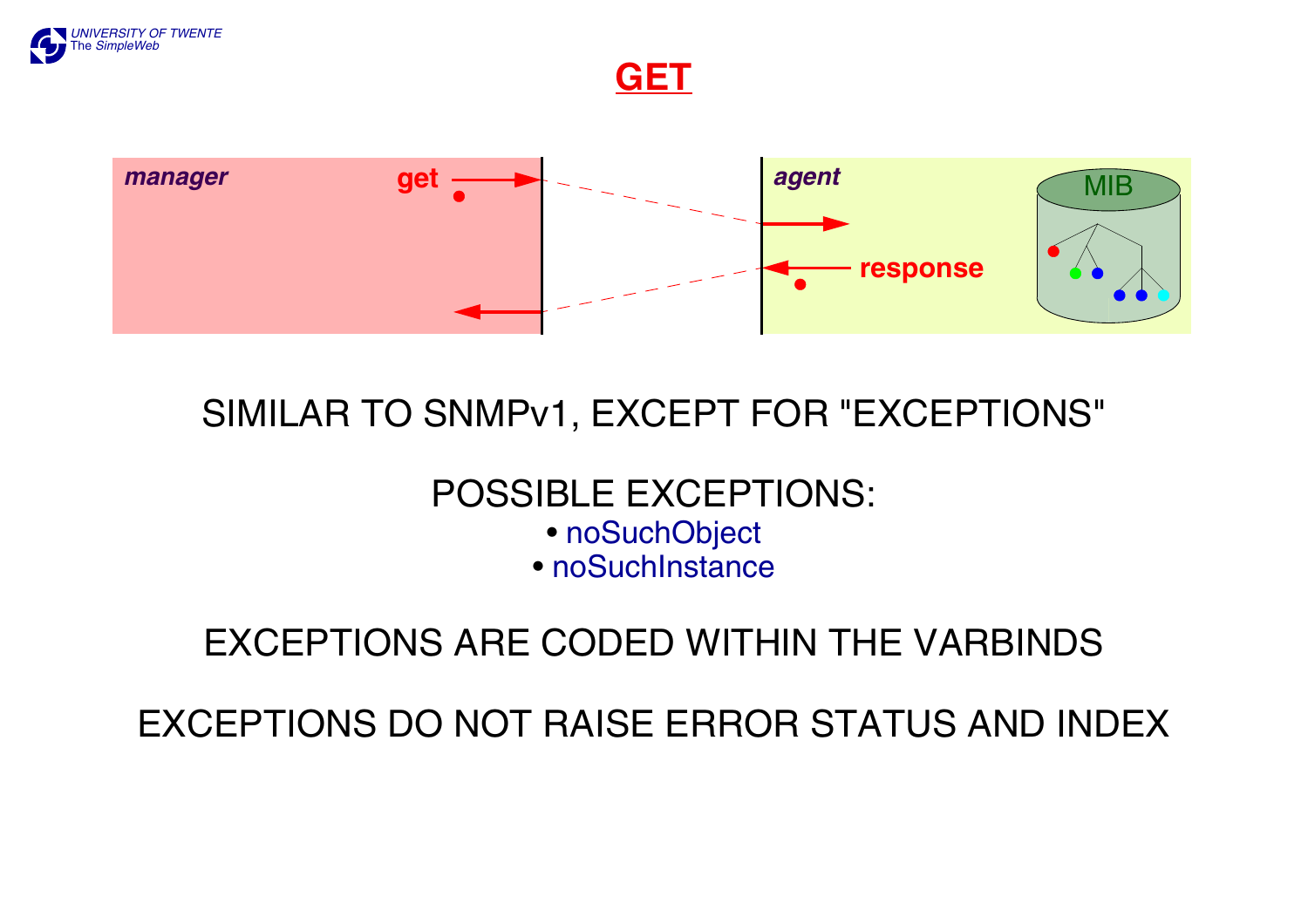# GET

manager

get

agent

response

MIB

SIMILAR TO SNMPv1, EXCEPT FOR "EXCEPTIONS"

POSSIBLE EXCEPTIONS:

- noSuchObject
- noSuchInstance

EXCEPTIONS ARE CODED WITHIN THE VARBINDS

EXCEPTIONS DO NOT RAISE ERROR STATUS AND INDEX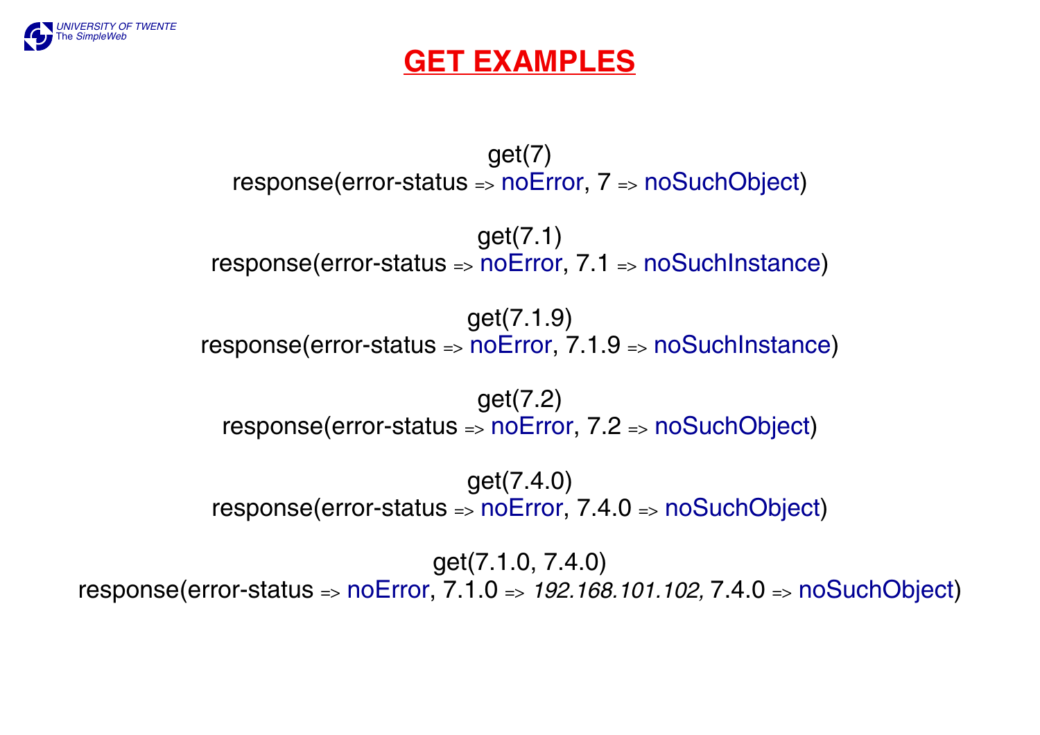# GET EXAMPLES

get(7)
response(error-status => noError, 7 => noSuchObject)

get(7.1)
response(error-status => noError, 7.1 => noSuchInstance)

get(7.1.9)
response(error-status => noError, 7.1.9 => noSuchInstance)

get(7.2)
response(error-status => noError, 7.2 => noSuchObject)

get(7.4.0)
response(error-status => noError, 7.4.0 => noSuchObject)

get(7.1.0, 7.4.0)
response(error-status => noError, 7.1.0 => *192.168.101.102,* 7.4.0 => noSuchObject)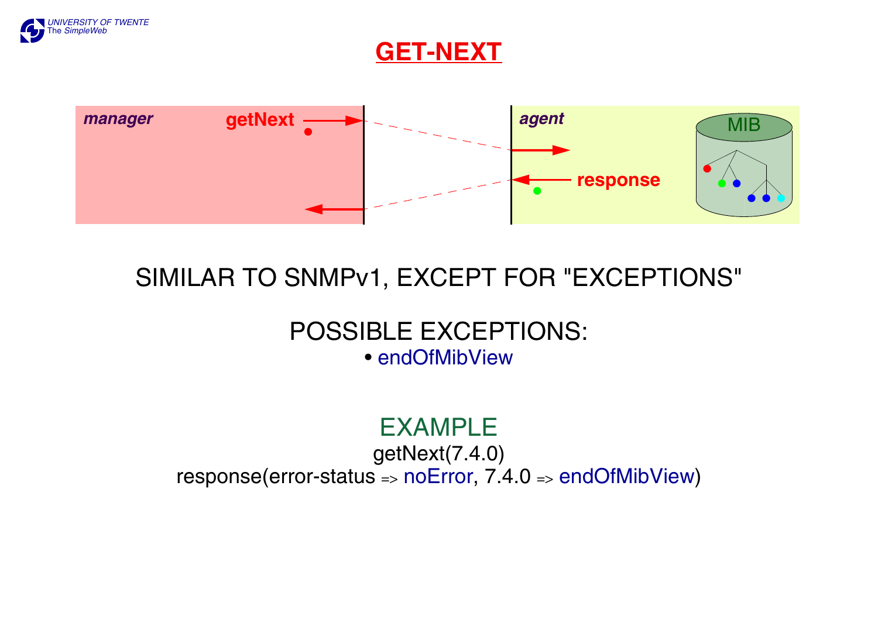# GET-NEXT

manager getNext → agent

agent response → manager

MIB

SIMILAR TO SNMPv1, EXCEPT FOR "EXCEPTIONS"

POSSIBLE EXCEPTIONS:

- endOfMibView

EXAMPLE

getNext(7.4.0)

response(error-status => noError, 7.4.0 => endOfMibView)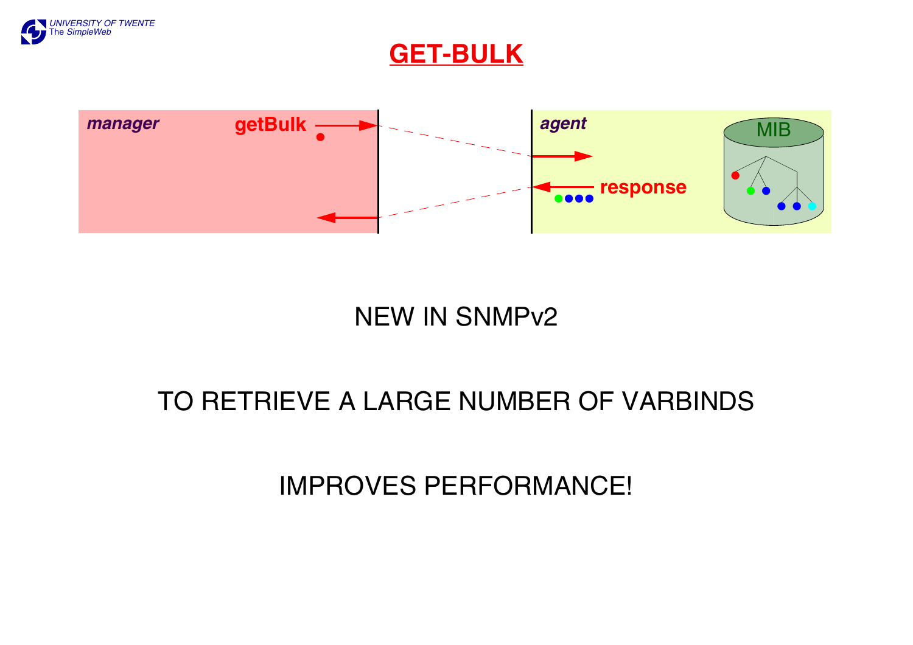# GET-BULK

manager | getBulk → | agent | response | MIB

NEW IN SNMPv2

TO RETRIEVE A LARGE NUMBER OF VARBINDS

IMPROVES PERFORMANCE!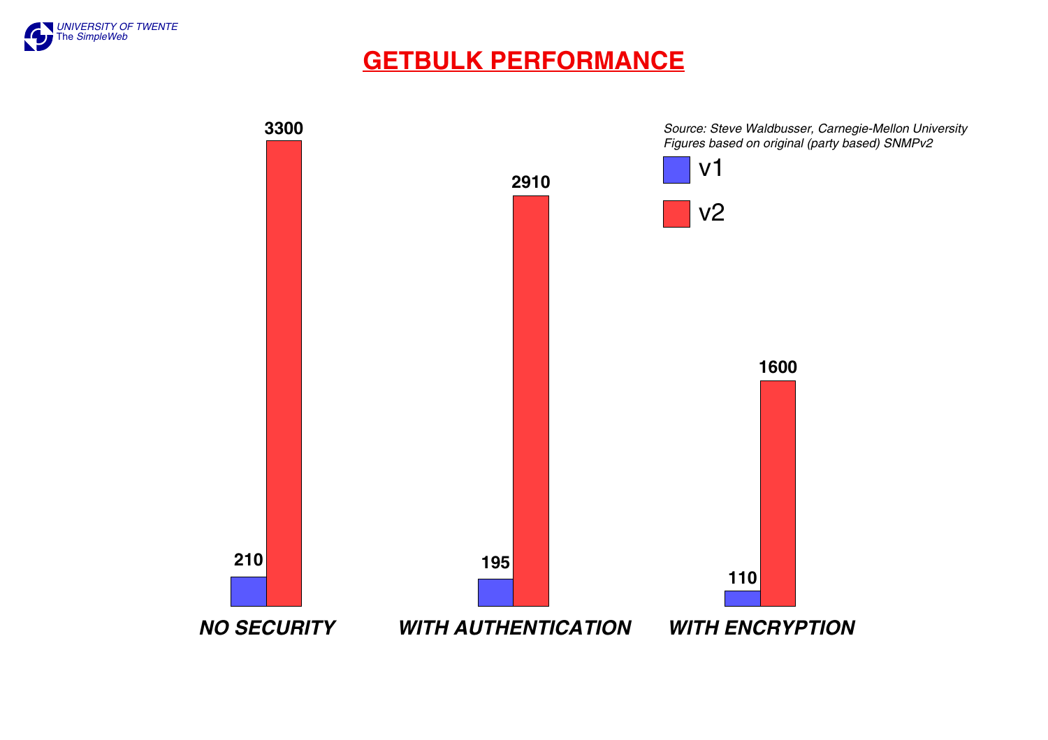# GETBULK PERFORMANCE

*Source: Steve Waldbusser, Carnegie-Mellon University*
*Figures based on original (party based) SNMPv2*

| | v1 | v2 |
|---|---|---|
| ***NO SECURITY*** | 210 | 3300 |
| ***WITH AUTHENTICATION*** | 195 | 2910 |
| ***WITH ENCRYPTION*** | 110 | 1600 |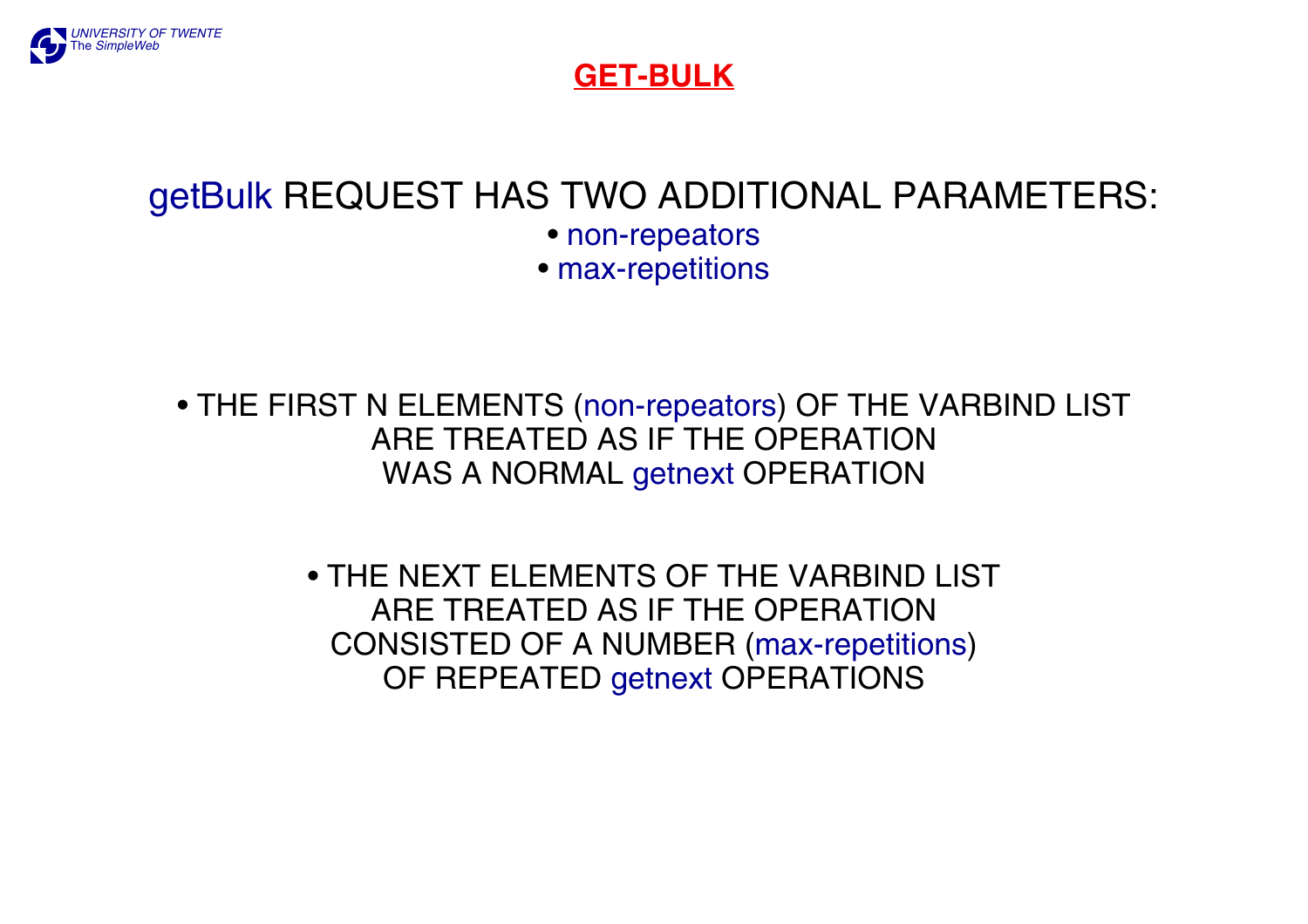# GET-BULK

getBulk REQUEST HAS TWO ADDITIONAL PARAMETERS:

- non-repeators
- max-repetitions

- THE FIRST N ELEMENTS (non-repeators) OF THE VARBIND LIST ARE TREATED AS IF THE OPERATION WAS A NORMAL getnext OPERATION

- THE NEXT ELEMENTS OF THE VARBIND LIST ARE TREATED AS IF THE OPERATION CONSISTED OF A NUMBER (max-repetitions) OF REPEATED getnext OPERATIONS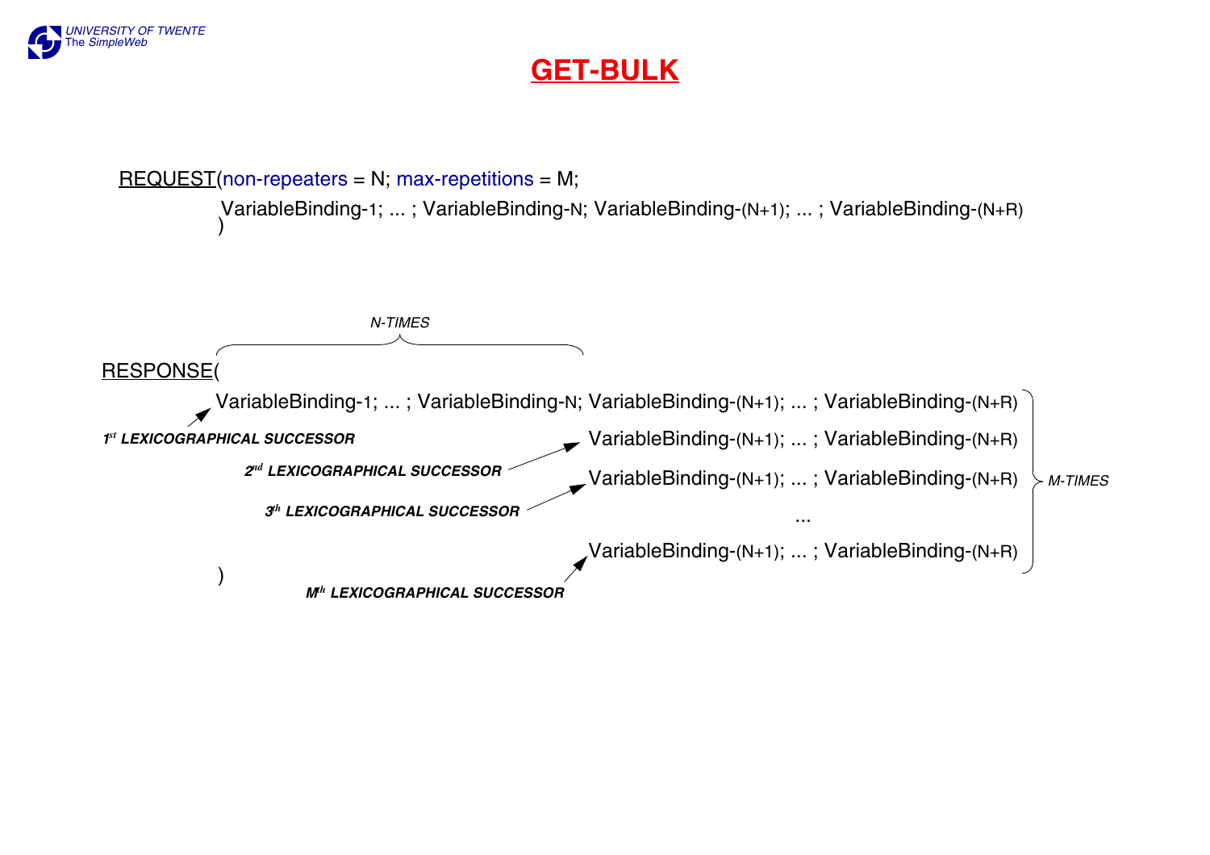# GET-BULK

REQUEST(non-repeaters = N; max-repetitions = M;
VariableBinding-1; ... ; VariableBinding-N; VariableBinding-(N+1); ... ; VariableBinding-(N+R)
)

N-TIMES

RESPONSE(
VariableBinding-1; ... ; VariableBinding-N; VariableBinding-(N+1); ... ; VariableBinding-(N+R)
VariableBinding-(N+1); ... ; VariableBinding-(N+R)
VariableBinding-(N+1); ... ; VariableBinding-(N+R)
...
VariableBinding-(N+1); ... ; VariableBinding-(N+R)
)

M-TIMES

***1st LEXICOGRAPHICAL SUCCESSOR***

***2nd LEXICOGRAPHICAL SUCCESSOR***

***3th LEXICOGRAPHICAL SUCCESSOR***

***Mth LEXICOGRAPHICAL SUCCESSOR***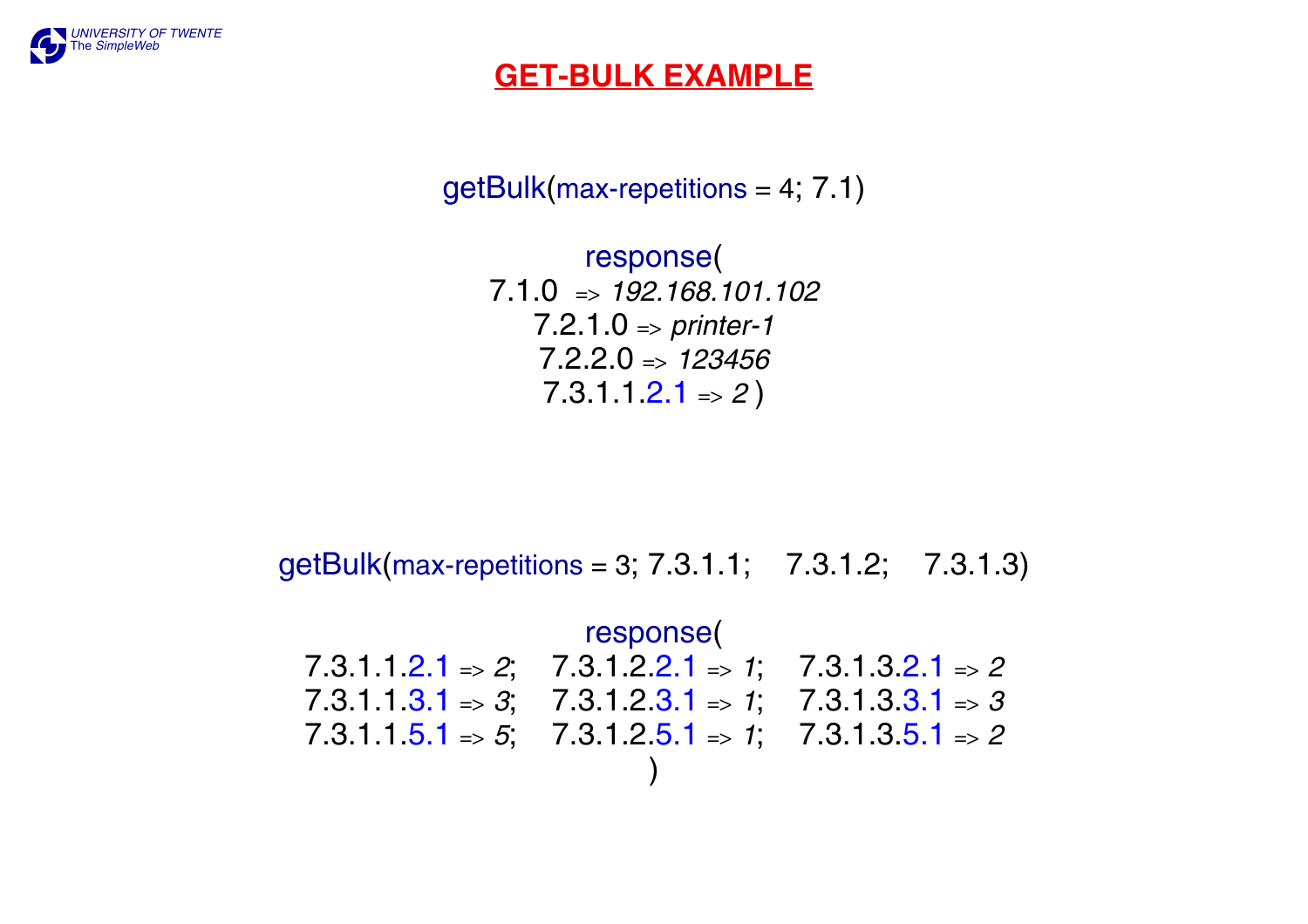# GET-BULK EXAMPLE

getBulk(max-repetitions = 4; 7.1)

response(
7.1.0 => *192.168.101.102*
7.2.1.0 => *printer-1*
7.2.2.0 => *123456*
7.3.1.1.2.1 => *2* )

getBulk(max-repetitions = 3; 7.3.1.1; 7.3.1.2; 7.3.1.3)

response(
7.3.1.1.2.1 => *2*; 7.3.1.2.2.1 => *1*; 7.3.1.3.2.1 => *2*
7.3.1.1.3.1 => *3*; 7.3.1.2.3.1 => *1*; 7.3.1.3.3.1 => *3*
7.3.1.1.5.1 => *5*; 7.3.1.2.5.1 => *1*; 7.3.1.3.5.1 => *2*
)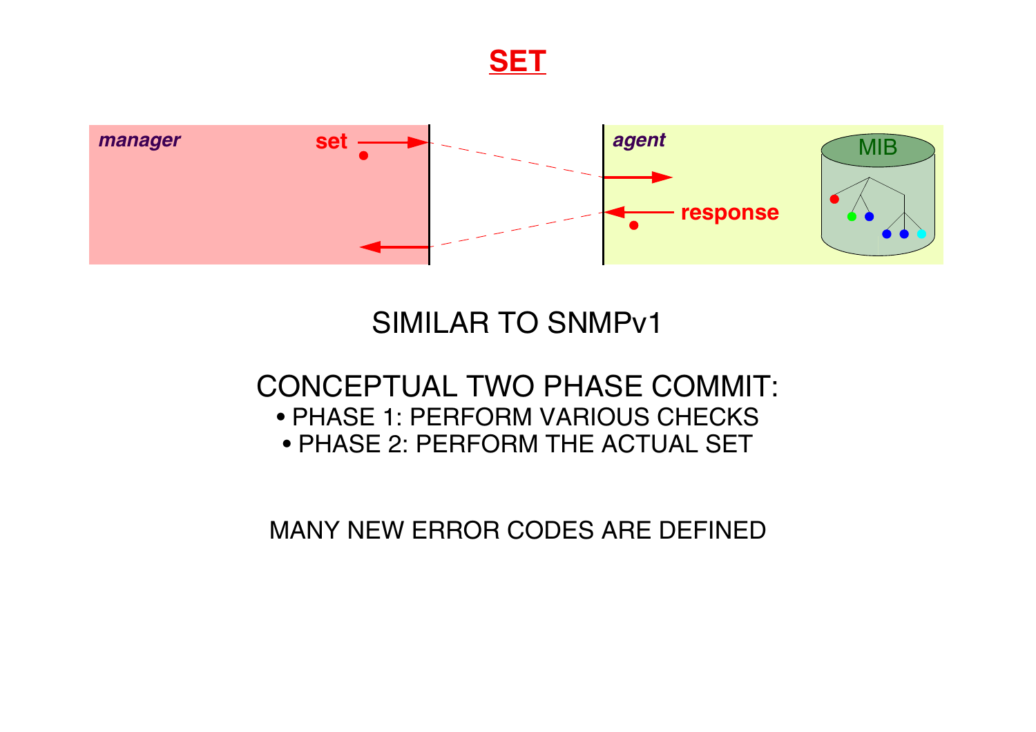# SET

manager — set → agent — response (MIB)

SIMILAR TO SNMPv1

CONCEPTUAL TWO PHASE COMMIT:

- PHASE 1: PERFORM VARIOUS CHECKS
- PHASE 2: PERFORM THE ACTUAL SET

MANY NEW ERROR CODES ARE DEFINED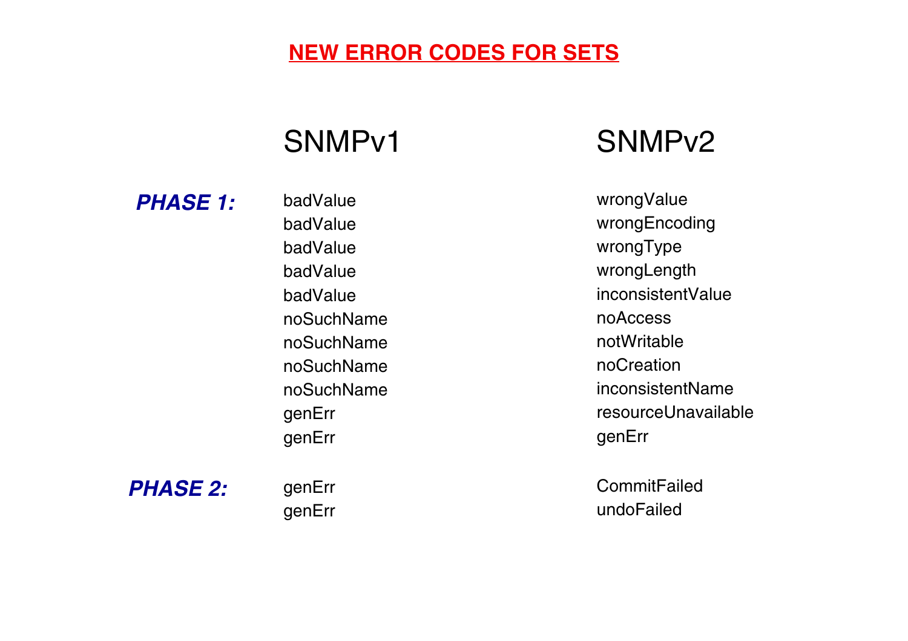# NEW ERROR CODES FOR SETS

| | SNMPv1 | SNMPv2 |
|---|---|---|
| ***PHASE 1:*** | badValue | wrongValue |
| | badValue | wrongEncoding |
| | badValue | wrongType |
| | badValue | wrongLength |
| | badValue | inconsistentValue |
| | noSuchName | noAccess |
| | noSuchName | notWritable |
| | noSuchName | noCreation |
| | noSuchName | inconsistentName |
| | genErr | resourceUnavailable |
| | genErr | genErr |
| ***PHASE 2:*** | genErr | CommitFailed |
| | genErr | undoFailed |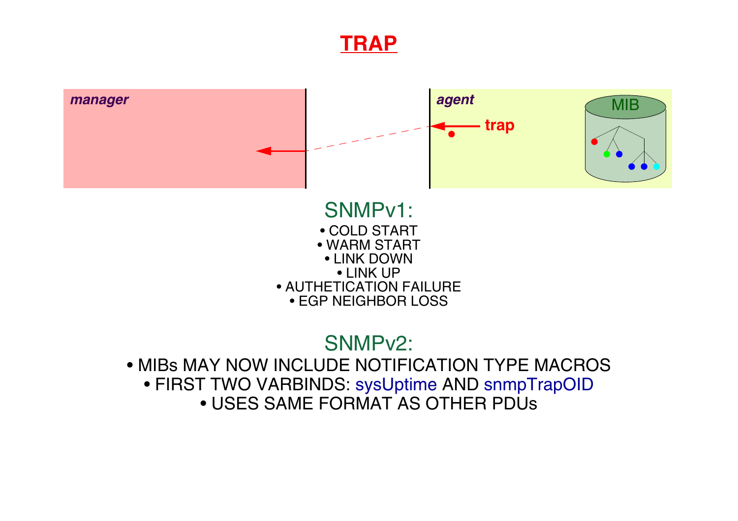# TRAP

*manager*

*agent*

trap

MIB

## SNMPv1:

- COLD START
- WARM START
- LINK DOWN
- LINK UP
- AUTHETICATION FAILURE
- EGP NEIGHBOR LOSS

## SNMPv2:

- MIBs MAY NOW INCLUDE NOTIFICATION TYPE MACROS
- FIRST TWO VARBINDS: sysUptime AND snmpTrapOID
- USES SAME FORMAT AS OTHER PDUs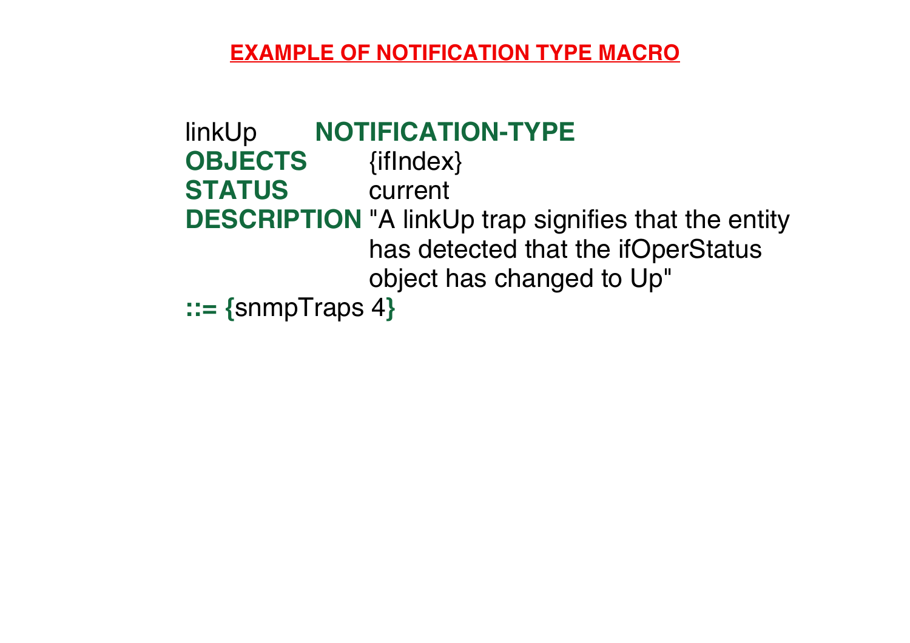## EXAMPLE OF NOTIFICATION TYPE MACRO

```
linkUp       NOTIFICATION-TYPE
OBJECTS      {ifIndex}
STATUS       current
DESCRIPTION  "A linkUp trap signifies that the entity
              has detected that the ifOperStatus
              object has changed to Up"
::= {snmpTraps 4}
```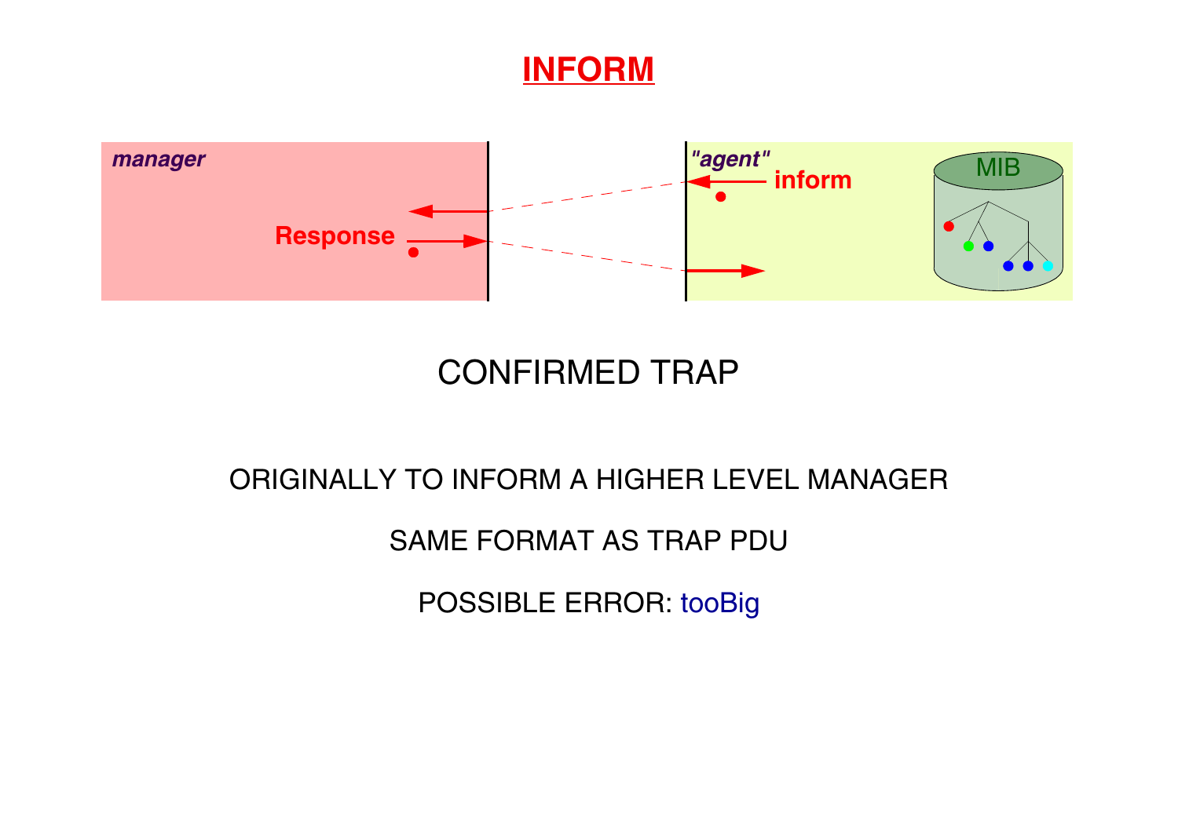# INFORM

*manager*

Response

*"agent"*

inform

MIB

CONFIRMED TRAP

ORIGINALLY TO INFORM A HIGHER LEVEL MANAGER

SAME FORMAT AS TRAP PDU

POSSIBLE ERROR: tooBig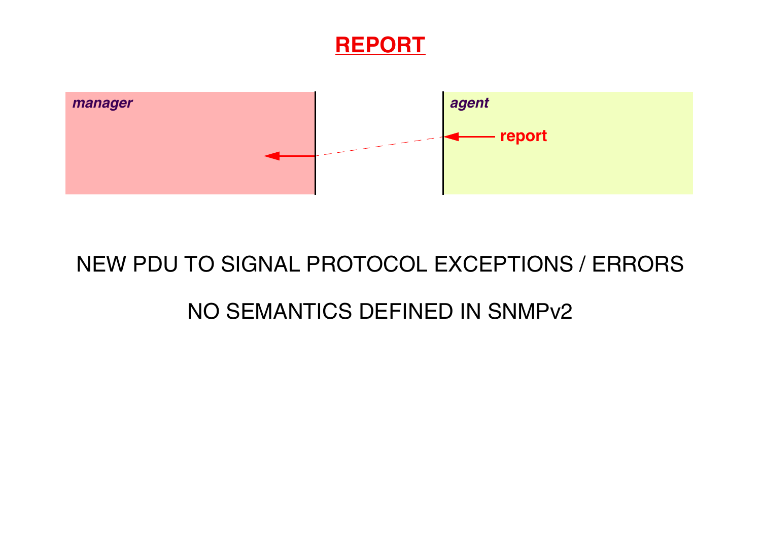# REPORT

manager

agent

report

NEW PDU TO SIGNAL PROTOCOL EXCEPTIONS / ERRORS

NO SEMANTICS DEFINED IN SNMPv2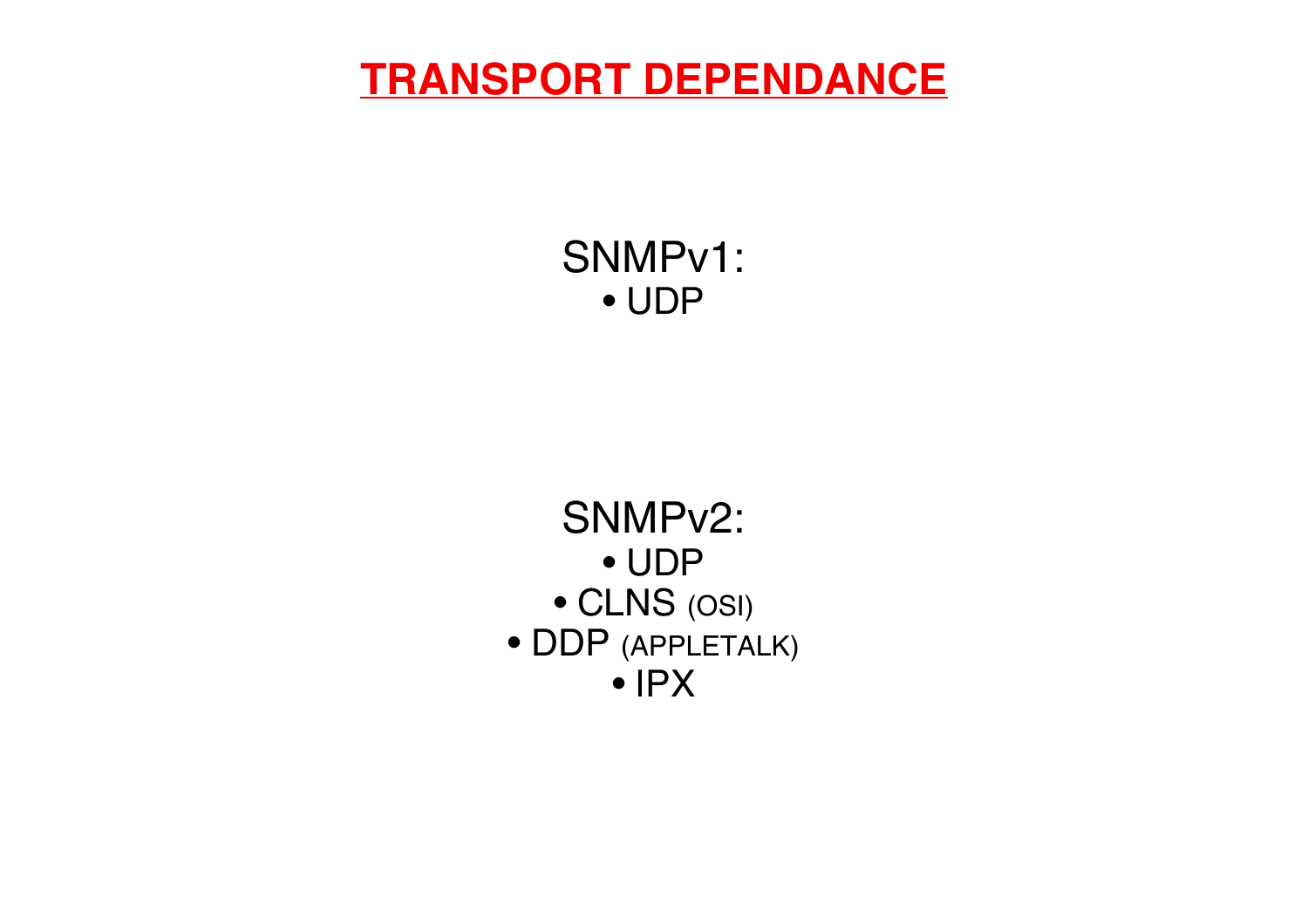# TRANSPORT DEPENDANCE

SNMPv1:

- UDP

SNMPv2:

- UDP
- CLNS (OSI)
- DDP (APPLETALK)
- IPX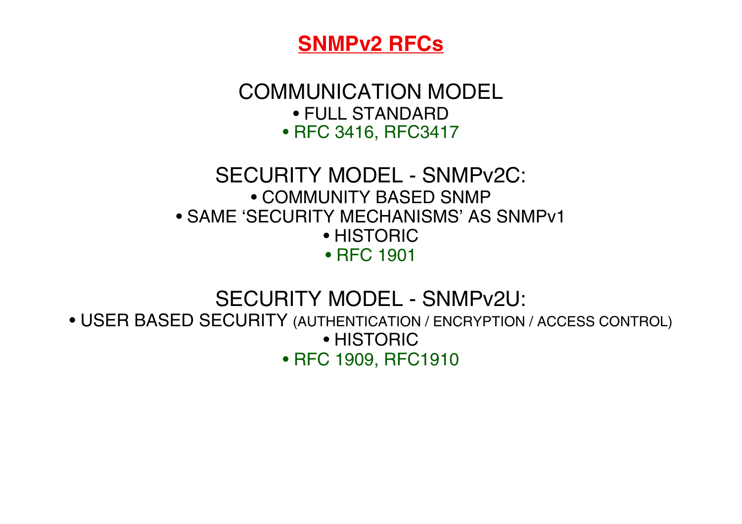# SNMPv2 RFCs

## COMMUNICATION MODEL

- FULL STANDARD
- RFC 3416, RFC3417

## SECURITY MODEL - SNMPv2C:

- COMMUNITY BASED SNMP
- SAME 'SECURITY MECHANISMS' AS SNMPv1
- HISTORIC
- RFC 1901

## SECURITY MODEL - SNMPv2U:

- USER BASED SECURITY (AUTHENTICATION / ENCRYPTION / ACCESS CONTROL)
- HISTORIC
- RFC 1909, RFC1910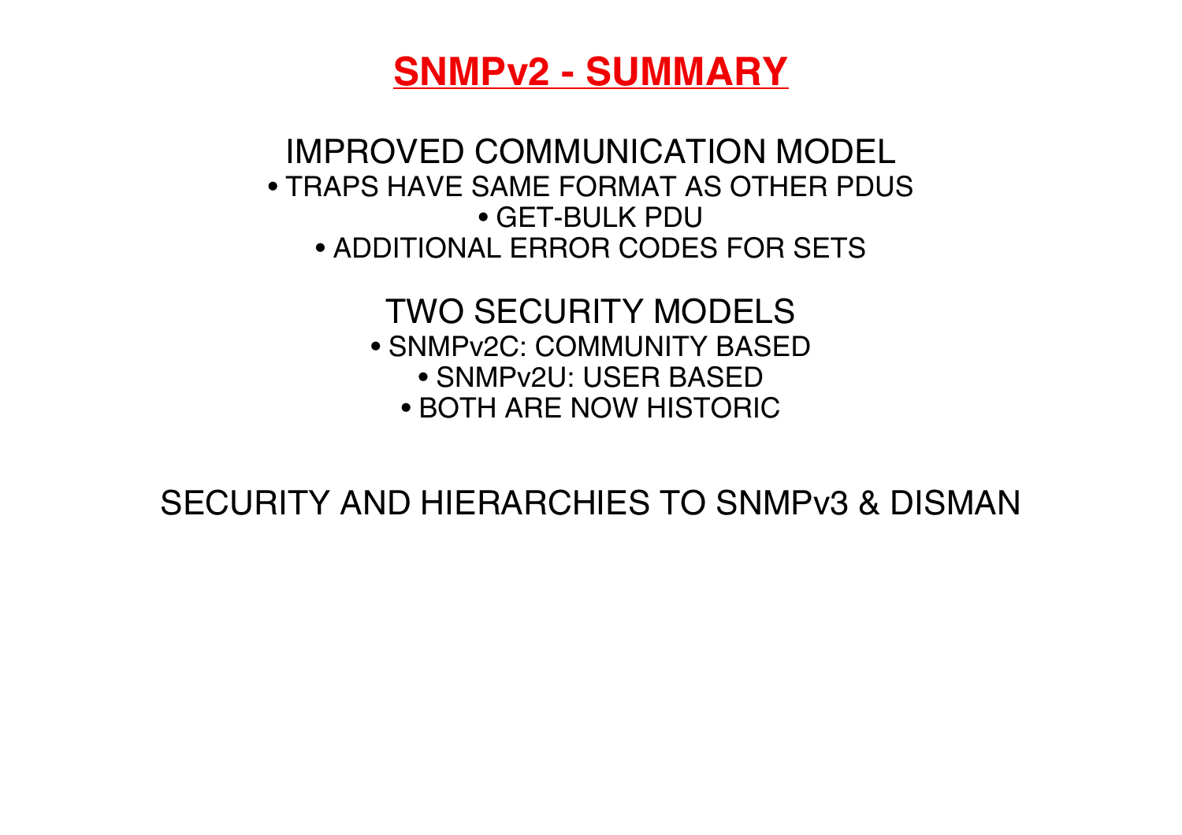# SNMPv2 - SUMMARY

## IMPROVED COMMUNICATION MODEL

- TRAPS HAVE SAME FORMAT AS OTHER PDUS
- GET-BULK PDU
- ADDITIONAL ERROR CODES FOR SETS

## TWO SECURITY MODELS

- SNMPv2C: COMMUNITY BASED
- SNMPv2U: USER BASED
- BOTH ARE NOW HISTORIC

## SECURITY AND HIERARCHIES TO SNMPv3 & DISMAN